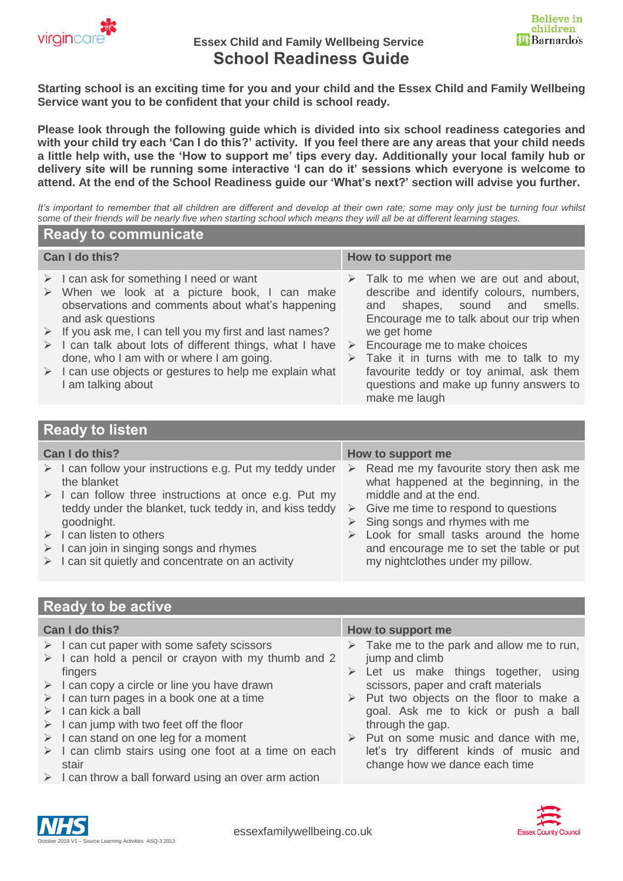Essex Child and Family Wellbeing Service

# School Readiness Guide

**Starting school is an exciting time for you and your child and the Essex Child and Family Wellbeing Service want you to be confident that your child is school ready.**

**Please look through the following guide which is divided into six school readiness categories and with your child try each 'Can I do this?' activity. If you feel there are any areas that your child needs a little help with, use the 'How to support me' tips every day. Additionally your local family hub or delivery site will be running some interactive 'I can do it' sessions which everyone is welcome to attend. At the end of the School Readiness guide our 'What's next?' section will advise you further.**

*It's important to remember that all children are different and develop at their own rate; some may only just be turning four whilst some of their friends will be nearly five when starting school which means they will all be at different learning stages.*

## Ready to communicate

| Can I do this? | How to support me |
|---|---|
| ➢ I can ask for something I need or want<br>➢ When we look at a picture book, I can make observations and comments about what's happening and ask questions<br>➢ If you ask me, I can tell you my first and last names?<br>➢ I can talk about lots of different things, what I have done, who I am with or where I am going.<br>➢ I can use objects or gestures to help me explain what I am talking about | ➢ Talk to me when we are out and about, describe and identify colours, numbers, and shapes, sound and smells. Encourage me to talk about our trip when we get home<br>➢ Encourage me to make choices<br>➢ Take it in turns with me to talk to my favourite teddy or toy animal, ask them questions and make up funny answers to make me laugh |

## Ready to listen

| Can I do this? | How to support me |
|---|---|
| ➢ I can follow your instructions e.g. Put my teddy under the blanket<br>➢ I can follow three instructions at once e.g. Put my teddy under the blanket, tuck teddy in, and kiss teddy goodnight.<br>➢ I can listen to others<br>➢ I can join in singing songs and rhymes<br>➢ I can sit quietly and concentrate on an activity | ➢ Read me my favourite story then ask me what happened at the beginning, in the middle and at the end.<br>➢ Give me time to respond to questions<br>➢ Sing songs and rhymes with me<br>➢ Look for small tasks around the home and encourage me to set the table or put my nightclothes under my pillow. |

## Ready to be active

| Can I do this? | How to support me |
|---|---|
| ➢ I can cut paper with some safety scissors<br>➢ I can hold a pencil or crayon with my thumb and 2 fingers<br>➢ I can copy a circle or line you have drawn<br>➢ I can turn pages in a book one at a time<br>➢ I can kick a ball<br>➢ I can jump with two feet off the floor<br>➢ I can stand on one leg for a moment<br>➢ I can climb stairs using one foot at a time on each stair<br>➢ I can throw a ball forward using an over arm action | ➢ Take me to the park and allow me to run, jump and climb<br>➢ Let us make things together, using scissors, paper and craft materials<br>➢ Put two objects on the floor to make a goal. Ask me to kick or push a ball through the gap.<br>➢ Put on some music and dance with me, let's try different kinds of music and change how we dance each time |

October 2019 V1 – Source Learning Activities ASQ-3 2013

essexfamilywellbeing.co.uk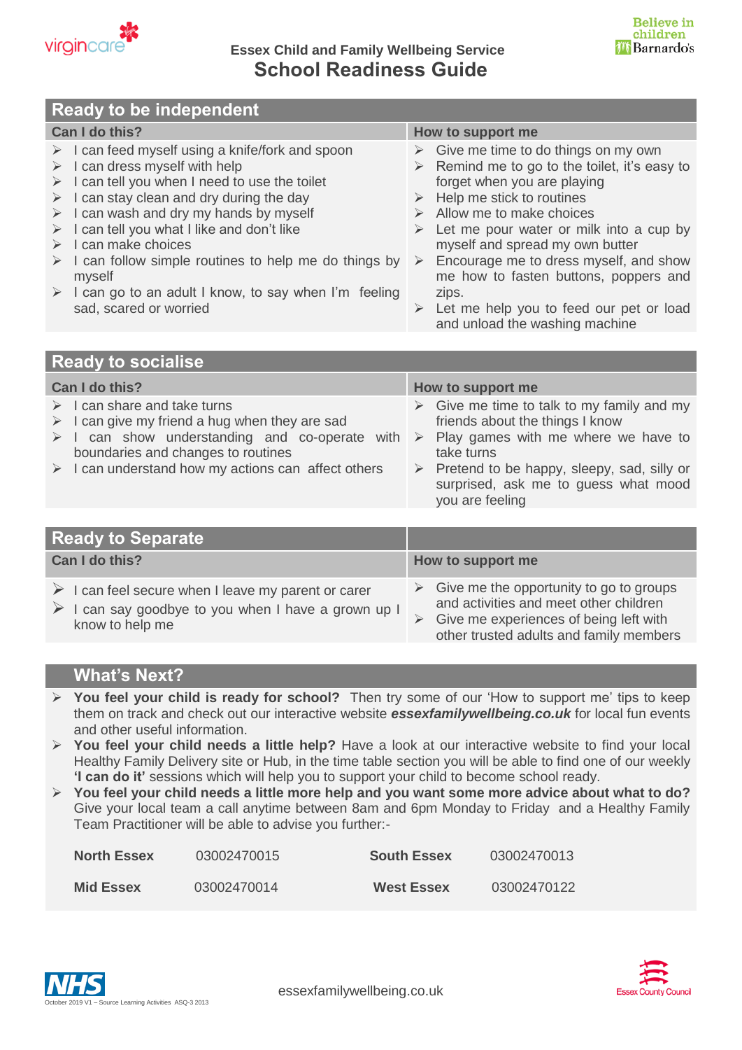Essex Child and Family Wellbeing Service

# School Readiness Guide

## Ready to be independent

| Can I do this? | How to support me |
|---|---|
| ➢ I can feed myself using a knife/fork and spoon<br>➢ I can dress myself with help<br>➢ I can tell you when I need to use the toilet<br>➢ I can stay clean and dry during the day<br>➢ I can wash and dry my hands by myself<br>➢ I can tell you what I like and don't like<br>➢ I can make choices<br>➢ I can follow simple routines to help me do things by myself<br>➢ I can go to an adult I know, to say when I'm feeling sad, scared or worried | ➢ Give me time to do things on my own<br>➢ Remind me to go to the toilet, it's easy to forget when you are playing<br>➢ Help me stick to routines<br>➢ Allow me to make choices<br>➢ Let me pour water or milk into a cup by myself and spread my own butter<br>➢ Encourage me to dress myself, and show me how to fasten buttons, poppers and zips.<br>➢ Let me help you to feed our pet or load and unload the washing machine |

## Ready to socialise

| Can I do this? | How to support me |
|---|---|
| ➢ I can share and take turns<br>➢ I can give my friend a hug when they are sad<br>➢ I can show understanding and co-operate with boundaries and changes to routines<br>➢ I can understand how my actions can affect others | ➢ Give me time to talk to my family and my friends about the things I know<br>➢ Play games with me where we have to take turns<br>➢ Pretend to be happy, sleepy, sad, silly or surprised, ask me to guess what mood you are feeling |

## Ready to Separate

| Can I do this? | How to support me |
|---|---|
| ➢ I can feel secure when I leave my parent or carer<br>➢ I can say goodbye to you when I have a grown up I know to help me | ➢ Give me the opportunity to go to groups and activities and meet other children<br>➢ Give me experiences of being left with other trusted adults and family members |

## What's Next?

- **You feel your child is ready for school?** Then try some of our 'How to support me' tips to keep them on track and check out our interactive website ***essexfamilywellbeing.co.uk*** for local fun events and other useful information.
- **You feel your child needs a little help?** Have a look at our interactive website to find your local Healthy Family Delivery site or Hub, in the time table section you will be able to find one of our weekly **'I can do it'** sessions which will help you to support your child to become school ready.
- **You feel your child needs a little more help and you want some more advice about what to do?** Give your local team a call anytime between 8am and 6pm Monday to Friday and a Healthy Family Team Practitioner will be able to advise you further:-

| | | | |
|---|---|---|---|
| **North Essex** | 03002470015 | **South Essex** | 03002470013 |
| **Mid Essex** | 03002470014 | **West Essex** | 03002470122 |

essexfamilywellbeing.co.uk

October 2019 V1 – Source Learning Activities ASQ-3 2013